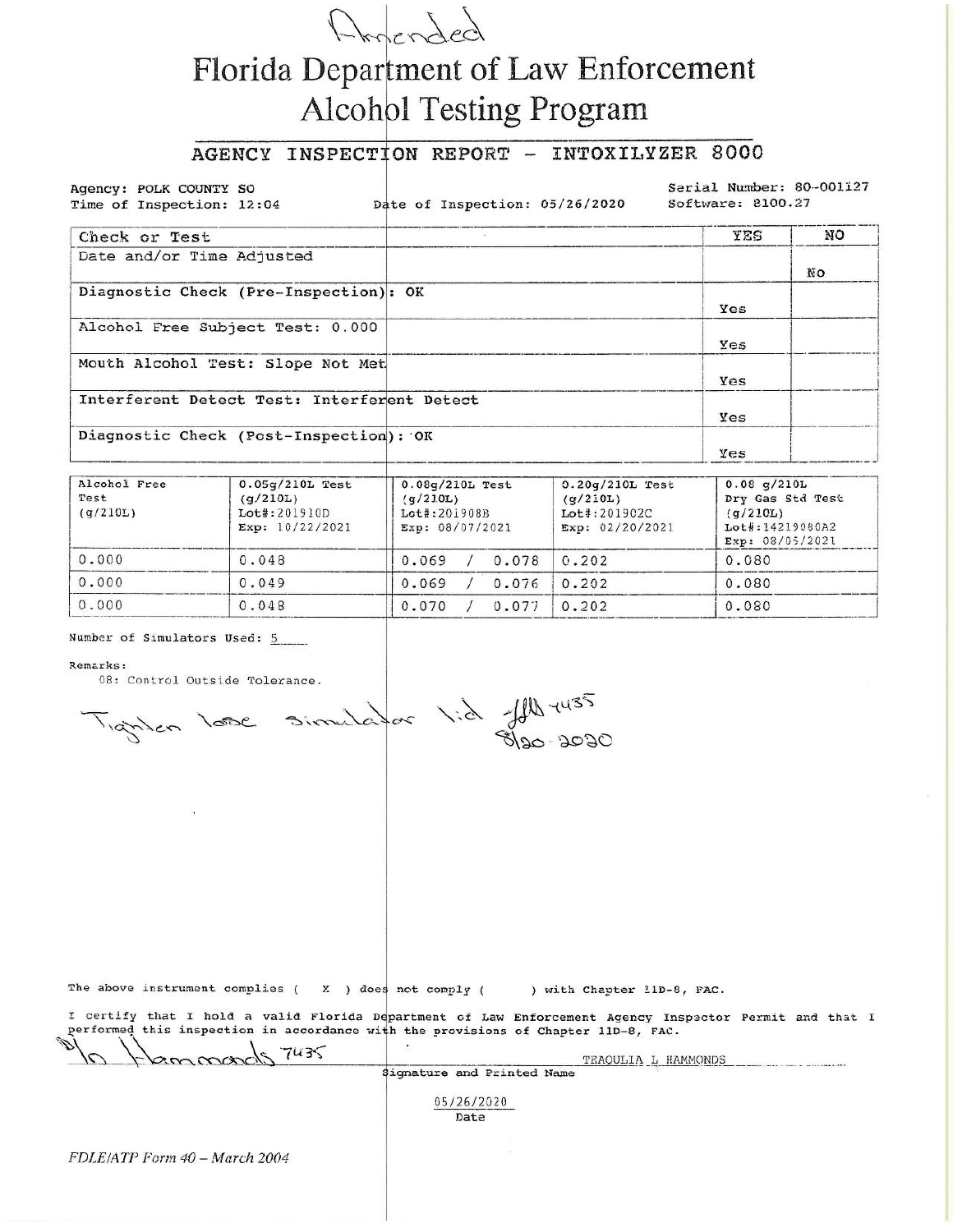Amended

# Florida Department of Law Enforcement
# Alcohol Testing Program

## AGENCY INSPECTION REPORT - INTOXILYZER 8000

Agency: POLK COUNTY SO
Time of Inspection: 12:04
Date of Inspection: 05/26/2020
Serial Number: 80-001127
Software: 8100.27

| Check or Test | | YES | NO |
|---|---|---|---|
| Date and/or Time Adjusted | | | No |
| Diagnostic Check (Pre-Inspection): OK | | Yes | |
| Alcohol Free Subject Test: 0.000 | | Yes | |
| Mouth Alcohol Test: Slope Not Met | | Yes | |
| Interferent Detect Test: Interferent Detect | | Yes | |
| Diagnostic Check (Post-Inspection): OK | | Yes | |

| Alcohol Free Test (g/210L) | 0.05g/210L Test (g/210L) Lot#:201910D Exp: 10/22/2021 | 0.08g/210L Test (g/210L) Lot#:201908B Exp: 08/07/2021 | 0.20g/210L Test (g/210L) Lot#:201902C Exp: 02/20/2021 | 0.08 g/210L Dry Gas Std Test (g/210L) Lot#:14219080A2 Exp: 08/05/2021 |
|---|---|---|---|---|
| 0.000 | 0.048 | 0.069 / 0.078 | 0.202 | 0.080 |
| 0.000 | 0.049 | 0.069 / 0.076 | 0.202 | 0.080 |
| 0.000 | 0.048 | 0.070 / 0.077 | 0.202 | 0.080 |

Number of Simulators Used: 5

Remarks:
08: Control Outside Tolerance.

Tighten lose simulator lid TLH 7435 8/20-2020

The above instrument complies ( X ) does not comply ( ) with Chapter 11D-8, FAC.

I certify that I hold a valid Florida Department of Law Enforcement Agency Inspector Permit and that I performed this inspection in accordance with the provisions of Chapter 11D-8, FAC.

TL Hammonds 7435 TRAQULIA L HAMMONDS
Signature and Printed Name

05/26/2020
Date

*FDLE/ATP Form 40 – March 2004*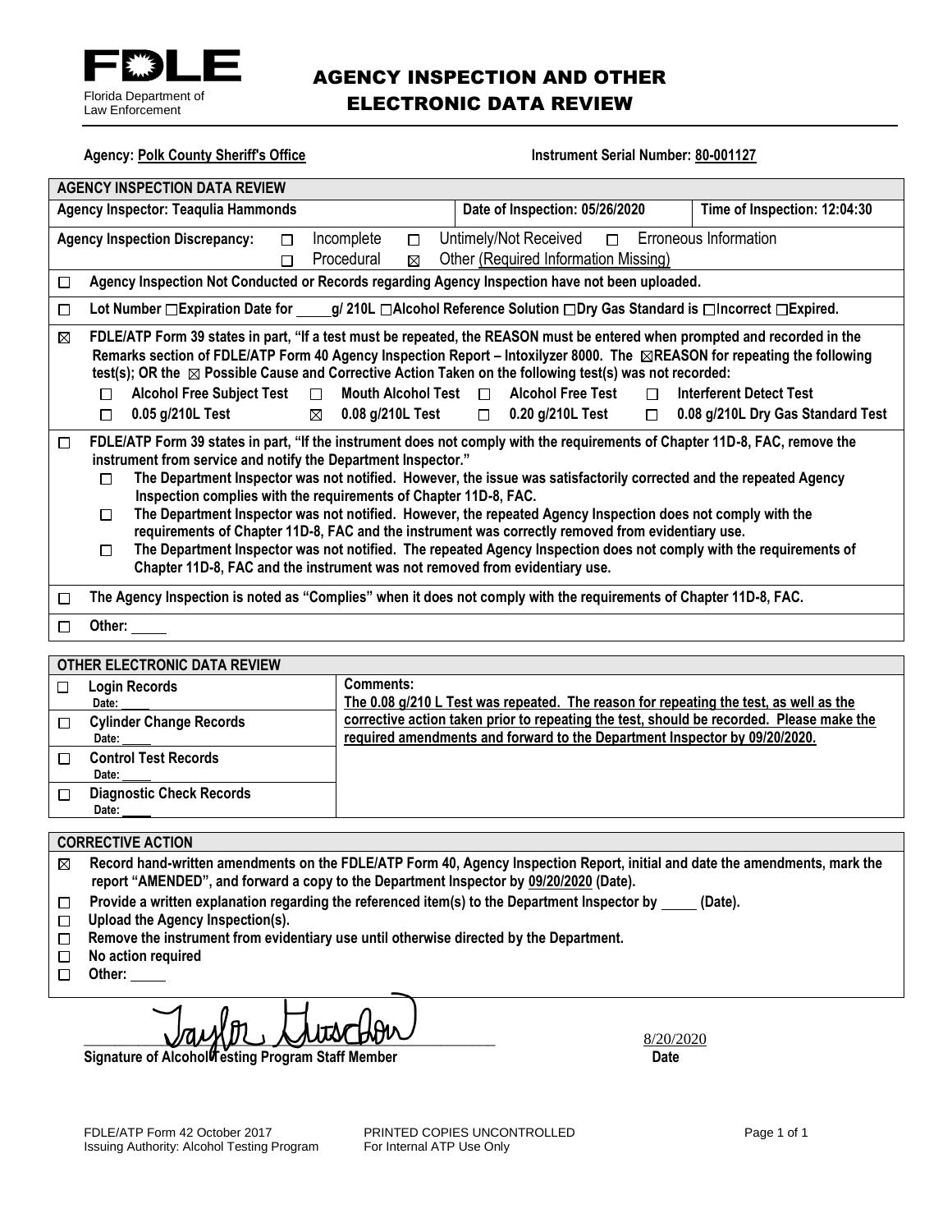**FDLE**

Florida Department of Law Enforcement

# AGENCY INSPECTION AND OTHER ELECTRONIC DATA REVIEW

**Agency: Polk County Sheriff's Office** **Instrument Serial Number: 80-001127**

## AGENCY INSPECTION DATA REVIEW

| Agency Inspector: Teaqulia Hammonds | Date of Inspection: 05/26/2020 | Time of Inspection: 12:04:30 |
|---|---|---|

**Agency Inspection Discrepancy:** ☐ Incomplete ☐ Untimely/Not Received ☐ Erroneous Information ☐ Procedural ☒ Other (Required Information Missing)

☐ **Agency Inspection Not Conducted or Records regarding Agency Inspection have not been uploaded.**

☐ **Lot Number ☐Expiration Date for \_\_\_\_\_g/ 210L ☐Alcohol Reference Solution ☐Dry Gas Standard is ☐Incorrect ☐Expired.**

☒ **FDLE/ATP Form 39 states in part, "If a test must be repeated, the REASON must be entered when prompted and recorded in the Remarks section of FDLE/ATP Form 40 Agency Inspection Report – Intoxilyzer 8000. The ☒REASON for repeating the following test(s); OR the ☒ Possible Cause and Corrective Action Taken on the following test(s) was not recorded:**

- ☐ **Alcohol Free Subject Test** ☐ **Mouth Alcohol Test** ☐ **Alcohol Free Test** ☐ **Interferent Detect Test**
- ☐ **0.05 g/210L Test** ☒ **0.08 g/210L Test** ☐ **0.20 g/210L Test** ☐ **0.08 g/210L Dry Gas Standard Test**

☐ **FDLE/ATP Form 39 states in part, "If the instrument does not comply with the requirements of Chapter 11D-8, FAC, remove the instrument from service and notify the Department Inspector."**

- ☐ **The Department Inspector was not notified. However, the issue was satisfactorily corrected and the repeated Agency Inspection complies with the requirements of Chapter 11D-8, FAC.**
- ☐ **The Department Inspector was not notified. However, the repeated Agency Inspection does not comply with the requirements of Chapter 11D-8, FAC and the instrument was correctly removed from evidentiary use.**
- ☐ **The Department Inspector was not notified. The repeated Agency Inspection does not comply with the requirements of Chapter 11D-8, FAC and the instrument was not removed from evidentiary use.**

☐ **The Agency Inspection is noted as "Complies" when it does not comply with the requirements of Chapter 11D-8, FAC.**

☐ **Other:** \_\_\_\_\_

## OTHER ELECTRONIC DATA REVIEW

| | |
|---|---|
| ☐ **Login Records** Date: \_\_\_\_\_ | **Comments:** The 0.08 g/210 L Test was repeated. The reason for repeating the test, as well as the corrective action taken prior to repeating the test, should be recorded. Please make the required amendments and forward to the Department Inspector by 09/20/2020. |
| ☐ **Cylinder Change Records** Date: \_\_\_\_\_ | |
| ☐ **Control Test Records** Date: \_\_\_\_\_ | |
| ☐ **Diagnostic Check Records** Date: \_\_\_\_\_ | |

## CORRECTIVE ACTION

- ☒ **Record hand-written amendments on the FDLE/ATP Form 40, Agency Inspection Report, initial and date the amendments, mark the report "AMENDED", and forward a copy to the Department Inspector by 09/20/2020 (Date).**
- ☐ **Provide a written explanation regarding the referenced item(s) to the Department Inspector by \_\_\_\_\_ (Date).**
- ☐ **Upload the Agency Inspection(s).**
- ☐ **Remove the instrument from evidentiary use until otherwise directed by the Department.**
- ☐ **No action required**
- ☐ **Other:** \_\_\_\_\_

Taylor Gluschon

**Signature of Alcohol Testing Program Staff Member** 8/20/2020 **Date**

FDLE/ATP Form 42 October 2017
Issuing Authority: Alcohol Testing Program
PRINTED COPIES UNCONTROLLED
For Internal ATP Use Only